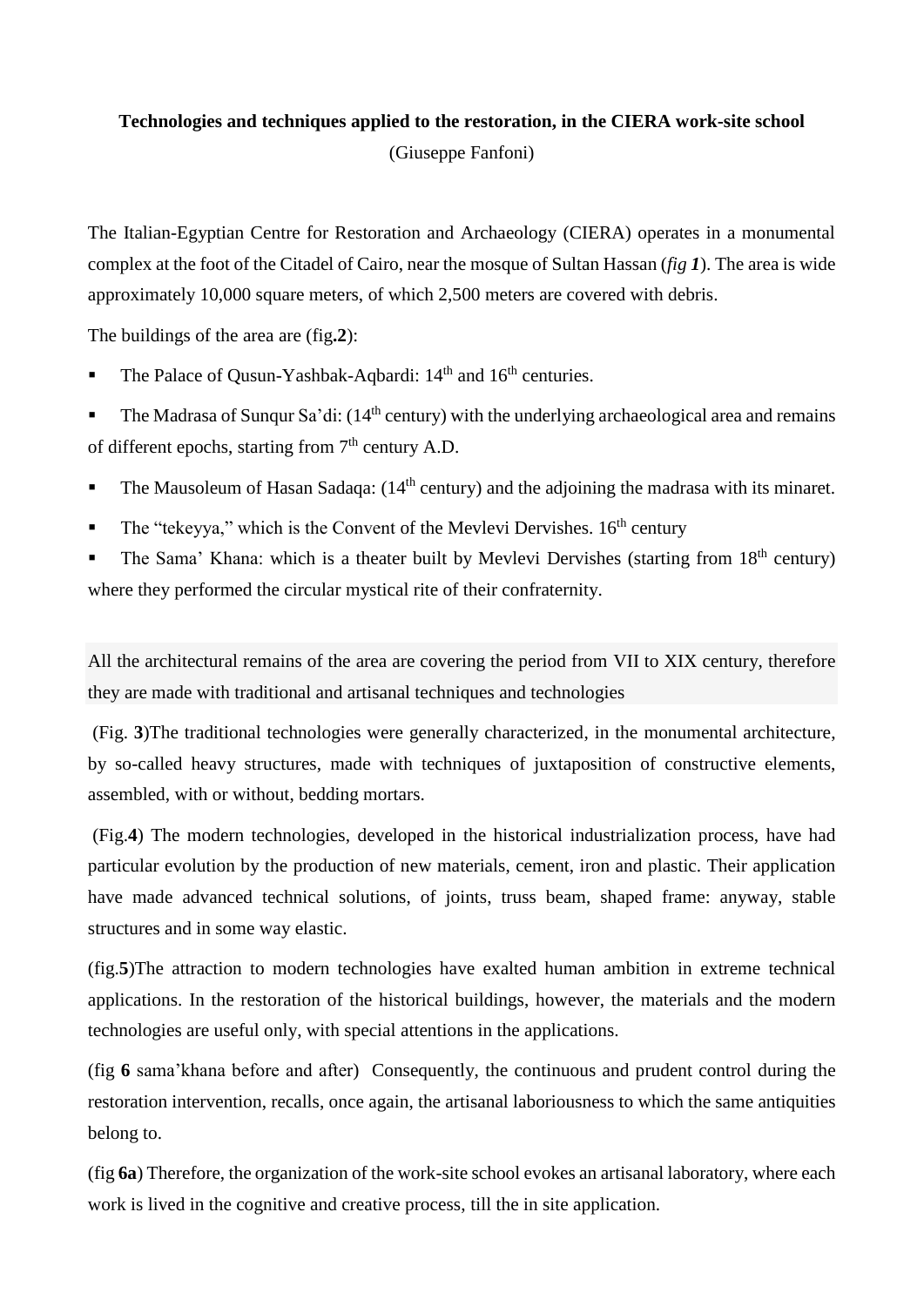**Technologies and techniques applied to the restoration, in the CIERA work-site school**

(Giuseppe Fanfoni)

The Italian-Egyptian Centre for Restoration and Archaeology (CIERA) operates in a monumental complex at the foot of the Citadel of Cairo, near the mosque of Sultan Hassan (*fig **1***). The area is wide approximately 10,000 square meters, of which 2,500 meters are covered with debris.

The buildings of the area are (fig**.2**):

- The Palace of Qusun-Yashbak-Aqbardi: 14th and 16th centuries.
- The Madrasa of Sunqur Sa'di: (14th century) with the underlying archaeological area and remains of different epochs, starting from 7th century A.D.
- The Mausoleum of Hasan Sadaqa: (14th century) and the adjoining the madrasa with its minaret.
- The "tekeyya," which is the Convent of the Mevlevi Dervishes. 16th century
- The Sama' Khana: which is a theater built by Mevlevi Dervishes (starting from 18th century) where they performed the circular mystical rite of their confraternity.

All the architectural remains of the area are covering the period from VII to XIX century, therefore they are made with traditional and artisanal techniques and technologies

(Fig. **3**)The traditional technologies were generally characterized, in the monumental architecture, by so-called heavy structures, made with techniques of juxtaposition of constructive elements, assembled, with or without, bedding mortars.

(Fig.**4**) The modern technologies, developed in the historical industrialization process, have had particular evolution by the production of new materials, cement, iron and plastic. Their application have made advanced technical solutions, of joints, truss beam, shaped frame: anyway, stable structures and in some way elastic.

(fig.**5**)The attraction to modern technologies have exalted human ambition in extreme technical applications. In the restoration of the historical buildings, however, the materials and the modern technologies are useful only, with special attentions in the applications.

(fig **6** sama'khana before and after) Consequently, the continuous and prudent control during the restoration intervention, recalls, once again, the artisanal laboriousness to which the same antiquities belong to.

(fig **6a**) Therefore, the organization of the work-site school evokes an artisanal laboratory, where each work is lived in the cognitive and creative process, till the in site application.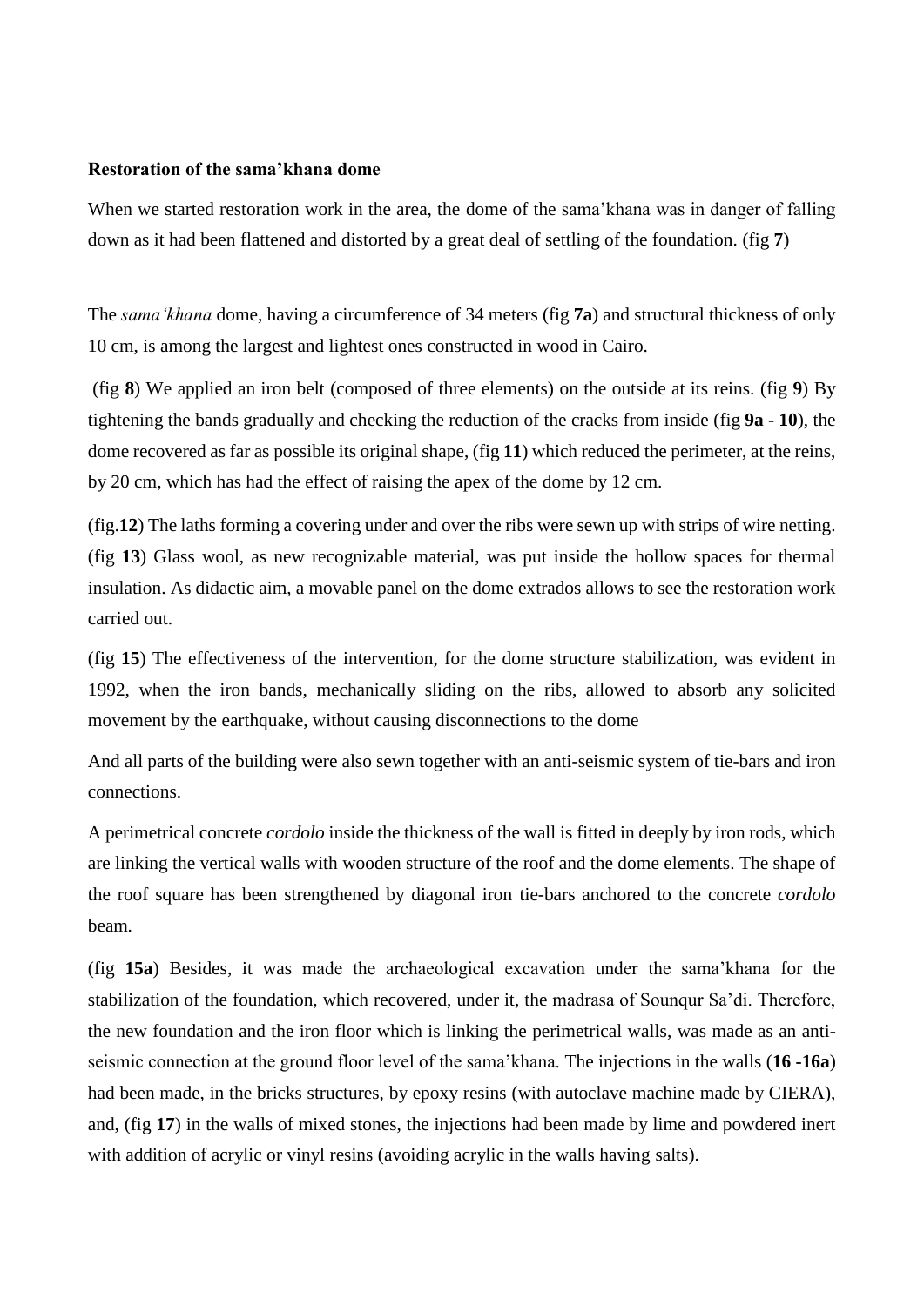**Restoration of the sama'khana dome**

When we started restoration work in the area, the dome of the sama'khana was in danger of falling down as it had been flattened and distorted by a great deal of settling of the foundation. (fig **7**)

The *sama'khana* dome, having a circumference of 34 meters (fig **7a**) and structural thickness of only 10 cm, is among the largest and lightest ones constructed in wood in Cairo.

(fig **8**) We applied an iron belt (composed of three elements) on the outside at its reins. (fig **9**) By tightening the bands gradually and checking the reduction of the cracks from inside (fig **9a** - **10**), the dome recovered as far as possible its original shape, (fig **11**) which reduced the perimeter, at the reins, by 20 cm, which has had the effect of raising the apex of the dome by 12 cm.

(fig.**12**) The laths forming a covering under and over the ribs were sewn up with strips of wire netting. (fig **13**) Glass wool, as new recognizable material, was put inside the hollow spaces for thermal insulation. As didactic aim, a movable panel on the dome extrados allows to see the restoration work carried out.

(fig **15**) The effectiveness of the intervention, for the dome structure stabilization, was evident in 1992, when the iron bands, mechanically sliding on the ribs, allowed to absorb any solicited movement by the earthquake, without causing disconnections to the dome

And all parts of the building were also sewn together with an anti-seismic system of tie-bars and iron connections.

A perimetrical concrete *cordolo* inside the thickness of the wall is fitted in deeply by iron rods, which are linking the vertical walls with wooden structure of the roof and the dome elements. The shape of the roof square has been strengthened by diagonal iron tie-bars anchored to the concrete *cordolo* beam.

(fig **15a**) Besides, it was made the archaeological excavation under the sama'khana for the stabilization of the foundation, which recovered, under it, the madrasa of Sounqur Sa'di. Therefore, the new foundation and the iron floor which is linking the perimetrical walls, was made as an anti-seismic connection at the ground floor level of the sama'khana. The injections in the walls (**16 -16a**) had been made, in the bricks structures, by epoxy resins (with autoclave machine made by CIERA), and, (fig **17**) in the walls of mixed stones, the injections had been made by lime and powdered inert with addition of acrylic or vinyl resins (avoiding acrylic in the walls having salts).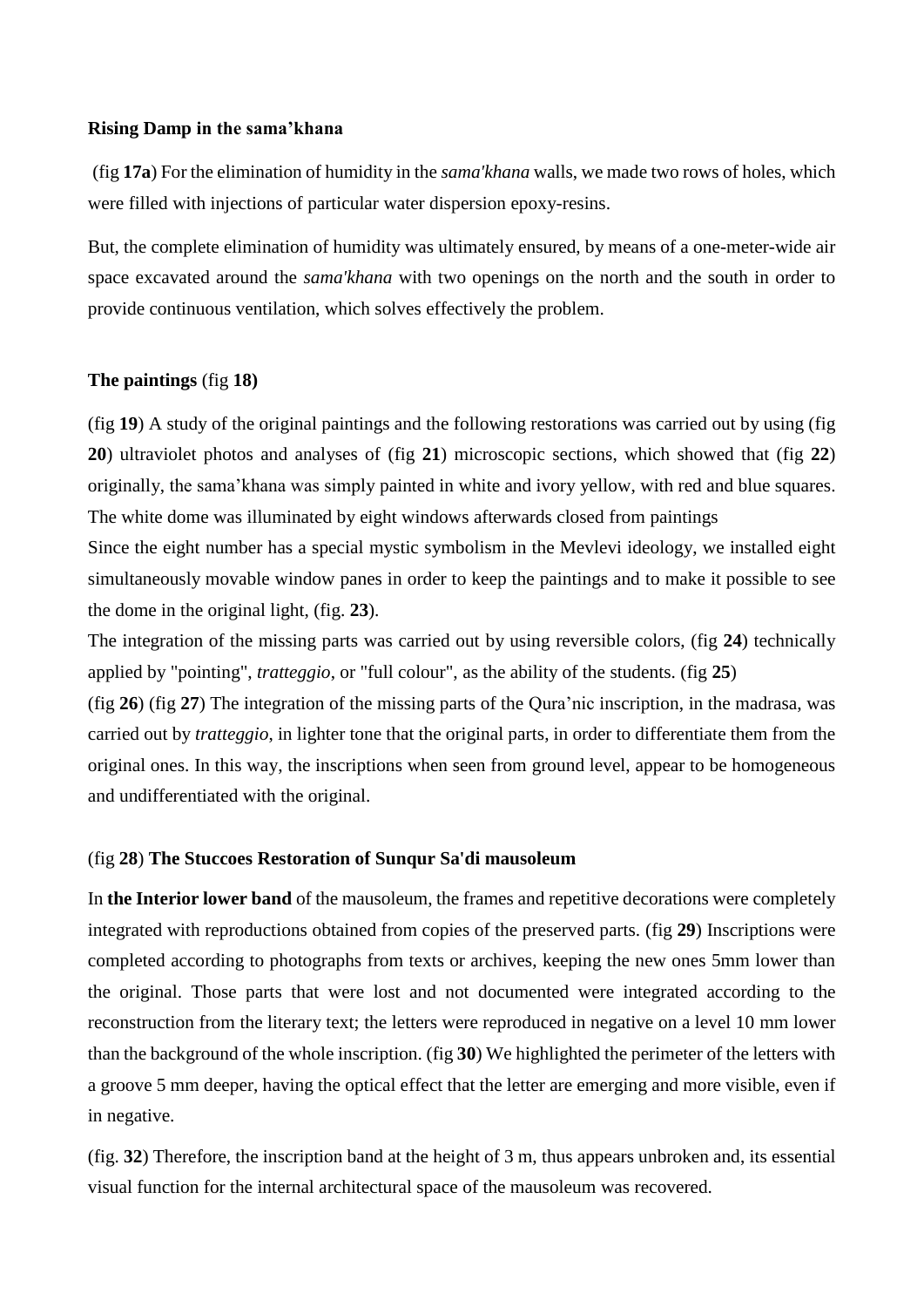**Rising Damp in the sama'khana**

(fig **17a**) For the elimination of humidity in the *sama'khana* walls, we made two rows of holes, which were filled with injections of particular water dispersion epoxy-resins.

But, the complete elimination of humidity was ultimately ensured, by means of a one-meter-wide air space excavated around the *sama'khana* with two openings on the north and the south in order to provide continuous ventilation, which solves effectively the problem.

**The paintings** (fig **18)**

(fig **19**) A study of the original paintings and the following restorations was carried out by using (fig **20**) ultraviolet photos and analyses of (fig **21**) microscopic sections, which showed that (fig **22**) originally, the sama'khana was simply painted in white and ivory yellow, with red and blue squares. The white dome was illuminated by eight windows afterwards closed from paintings

Since the eight number has a special mystic symbolism in the Mevlevi ideology, we installed eight simultaneously movable window panes in order to keep the paintings and to make it possible to see the dome in the original light, (fig. **23**).

The integration of the missing parts was carried out by using reversible colors, (fig **24**) technically applied by "pointing", *tratteggio*, or "full colour", as the ability of the students. (fig **25**)

(fig **26**) (fig **27**) The integration of the missing parts of the Qura'nic inscription, in the madrasa, was carried out by *tratteggio*, in lighter tone that the original parts, in order to differentiate them from the original ones. In this way, the inscriptions when seen from ground level, appear to be homogeneous and undifferentiated with the original.

(fig **28**) **The Stuccoes Restoration of Sunqur Sa'di mausoleum**

In **the Interior lower band** of the mausoleum, the frames and repetitive decorations were completely integrated with reproductions obtained from copies of the preserved parts. (fig **29**) Inscriptions were completed according to photographs from texts or archives, keeping the new ones 5mm lower than the original. Those parts that were lost and not documented were integrated according to the reconstruction from the literary text; the letters were reproduced in negative on a level 10 mm lower than the background of the whole inscription. (fig **30**) We highlighted the perimeter of the letters with a groove 5 mm deeper, having the optical effect that the letter are emerging and more visible, even if in negative.

(fig. **32**) Therefore, the inscription band at the height of 3 m, thus appears unbroken and, its essential visual function for the internal architectural space of the mausoleum was recovered.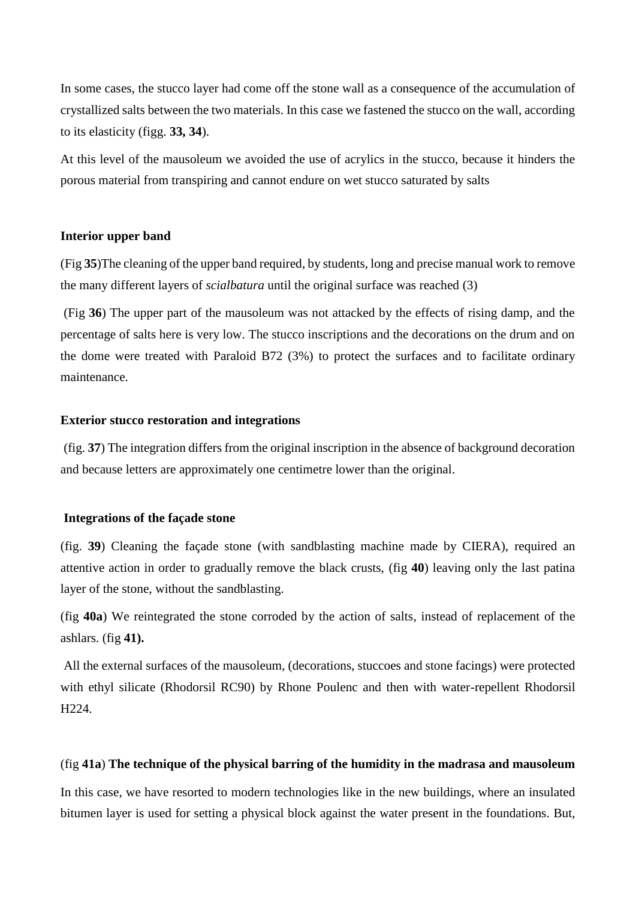In some cases, the stucco layer had come off the stone wall as a consequence of the accumulation of crystallized salts between the two materials. In this case we fastened the stucco on the wall, according to its elasticity (figg. **33, 34**).

At this level of the mausoleum we avoided the use of acrylics in the stucco, because it hinders the porous material from transpiring and cannot endure on wet stucco saturated by salts

**Interior upper band**

(Fig **35**)The cleaning of the upper band required, by students, long and precise manual work to remove the many different layers of *scialbatura* until the original surface was reached (3)

(Fig **36**) The upper part of the mausoleum was not attacked by the effects of rising damp, and the percentage of salts here is very low. The stucco inscriptions and the decorations on the drum and on the dome were treated with Paraloid B72 (3%) to protect the surfaces and to facilitate ordinary maintenance.

**Exterior stucco restoration and integrations**

(fig. **37**) The integration differs from the original inscription in the absence of background decoration and because letters are approximately one centimetre lower than the original.

**Integrations of the façade stone**

(fig. **39**) Cleaning the façade stone (with sandblasting machine made by CIERA), required an attentive action in order to gradually remove the black crusts, (fig **40**) leaving only the last patina layer of the stone, without the sandblasting.

(fig **40a**) We reintegrated the stone corroded by the action of salts, instead of replacement of the ashlars. (fig **41).**

All the external surfaces of the mausoleum, (decorations, stuccoes and stone facings) were protected with ethyl silicate (Rhodorsil RC90) by Rhone Poulenc and then with water-repellent Rhodorsil H224.

(fig **41a**) **The technique of the physical barring of the humidity in the madrasa and mausoleum**

In this case, we have resorted to modern technologies like in the new buildings, where an insulated bitumen layer is used for setting a physical block against the water present in the foundations. But,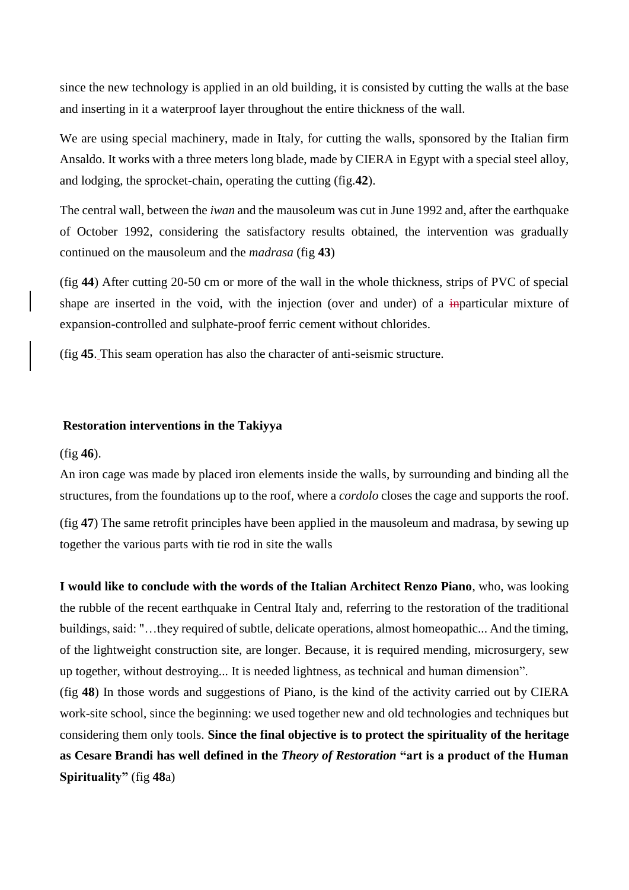since the new technology is applied in an old building, it is consisted by cutting the walls at the base and inserting in it a waterproof layer throughout the entire thickness of the wall.

We are using special machinery, made in Italy, for cutting the walls, sponsored by the Italian firm Ansaldo. It works with a three meters long blade, made by CIERA in Egypt with a special steel alloy, and lodging, the sprocket-chain, operating the cutting (fig.**42**).

The central wall, between the *iwan* and the mausoleum was cut in June 1992 and, after the earthquake of October 1992, considering the satisfactory results obtained, the intervention was gradually continued on the mausoleum and the *madrasa* (fig **43**)

(fig **44**) After cutting 20-50 cm or more of the wall in the whole thickness, strips of PVC of special shape are inserted in the void, with the injection (over and under) of a inparticular mixture of expansion-controlled and sulphate-proof ferric cement without chlorides.

(fig **45**. This seam operation has also the character of anti-seismic structure.

**Restoration interventions in the Takiyya**

(fig **46**).

An iron cage was made by placed iron elements inside the walls, by surrounding and binding all the structures, from the foundations up to the roof, where a *cordolo* closes the cage and supports the roof.

(fig **47**) The same retrofit principles have been applied in the mausoleum and madrasa, by sewing up together the various parts with tie rod in site the walls

**I would like to conclude with the words of the Italian Architect Renzo Piano**, who, was looking the rubble of the recent earthquake in Central Italy and, referring to the restoration of the traditional buildings, said: "…they required of subtle, delicate operations, almost homeopathic... And the timing, of the lightweight construction site, are longer. Because, it is required mending, microsurgery, sew up together, without destroying... It is needed lightness, as technical and human dimension".

(fig **48**) In those words and suggestions of Piano, is the kind of the activity carried out by CIERA work-site school, since the beginning: we used together new and old technologies and techniques but considering them only tools. **Since the final objective is to protect the spirituality of the heritage as Cesare Brandi has well defined in the *Theory of Restoration* "art is a product of the Human Spirituality"** (fig **48**a)